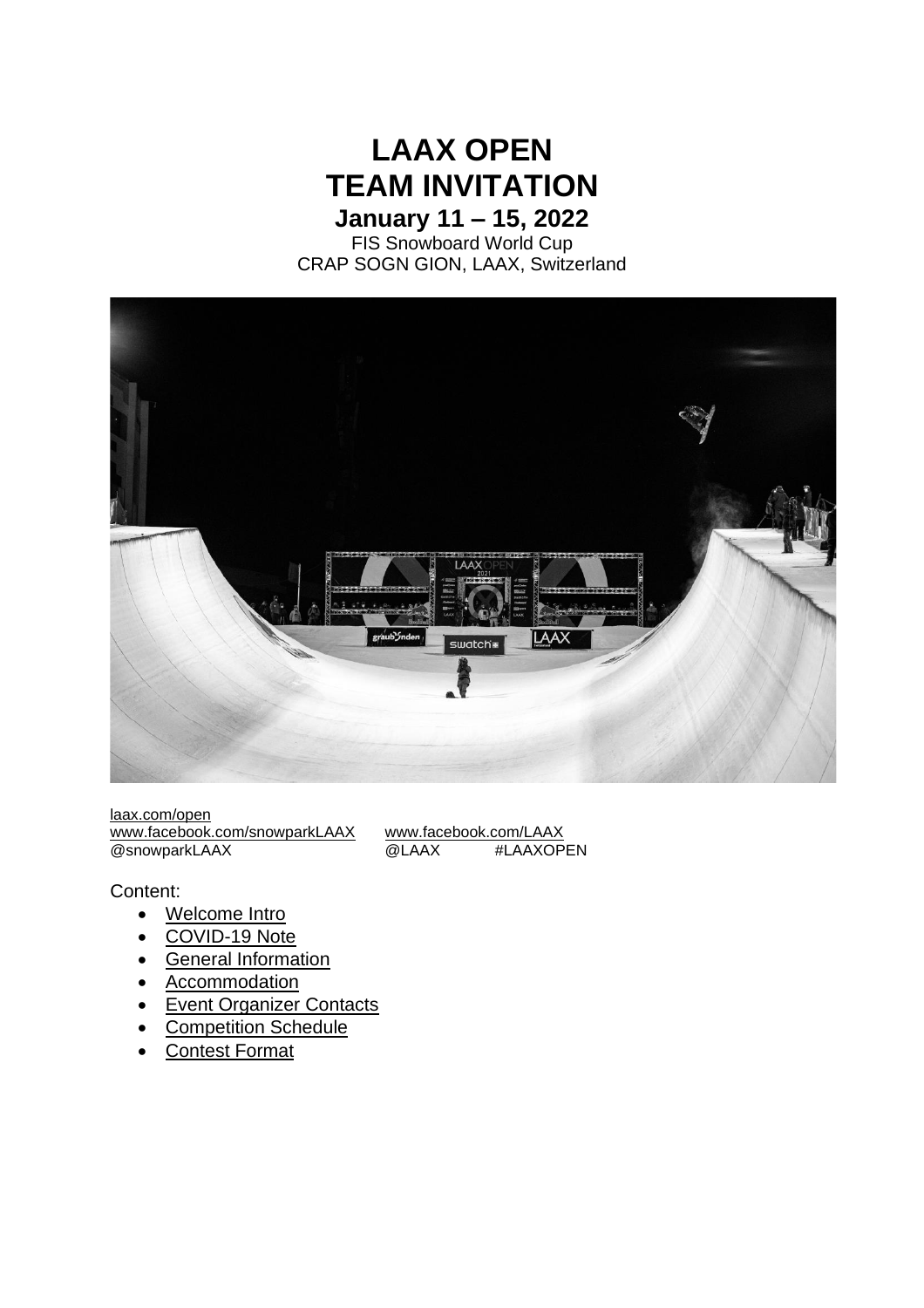# LAAX OPEN
# TEAM INVITATION
## January 11 – 15, 2022

FIS Snowboard World Cup
CRAP SOGN GION, LAAX, Switzerland

laax.com/open
www.facebook.com/snowparkLAAX www.facebook.com/LAAX
@snowparkLAAX @LAAX #LAAXOPEN

Content:

- Welcome Intro
- COVID-19 Note
- General Information
- Accommodation
- Event Organizer Contacts
- Competition Schedule
- Contest Format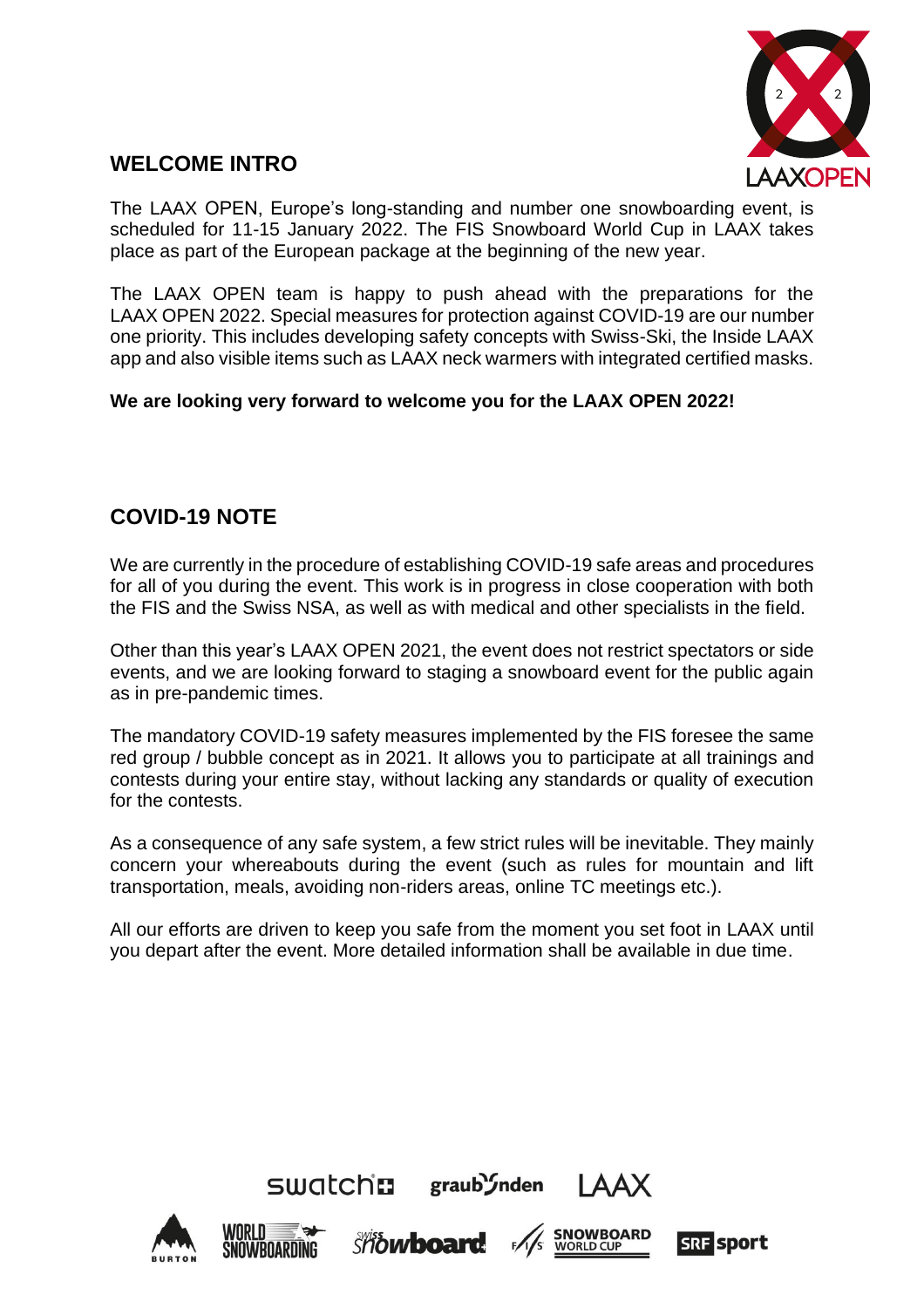## WELCOME INTRO

The LAAX OPEN, Europe's long-standing and number one snowboarding event, is scheduled for 11-15 January 2022. The FIS Snowboard World Cup in LAAX takes place as part of the European package at the beginning of the new year.

The LAAX OPEN team is happy to push ahead with the preparations for the LAAX OPEN 2022. Special measures for protection against COVID-19 are our number one priority. This includes developing safety concepts with Swiss-Ski, the Inside LAAX app and also visible items such as LAAX neck warmers with integrated certified masks.

**We are looking very forward to welcome you for the LAAX OPEN 2022!**

## COVID-19 NOTE

We are currently in the procedure of establishing COVID-19 safe areas and procedures for all of you during the event. This work is in progress in close cooperation with both the FIS and the Swiss NSA, as well as with medical and other specialists in the field.

Other than this year's LAAX OPEN 2021, the event does not restrict spectators or side events, and we are looking forward to staging a snowboard event for the public again as in pre-pandemic times.

The mandatory COVID-19 safety measures implemented by the FIS foresee the same red group / bubble concept as in 2021. It allows you to participate at all trainings and contests during your entire stay, without lacking any standards or quality of execution for the contests.

As a consequence of any safe system, a few strict rules will be inevitable. They mainly concern your whereabouts during the event (such as rules for mountain and lift transportation, meals, avoiding non-riders areas, online TC meetings etc.).

All our efforts are driven to keep you safe from the moment you set foot in LAAX until you depart after the event. More detailed information shall be available in due time.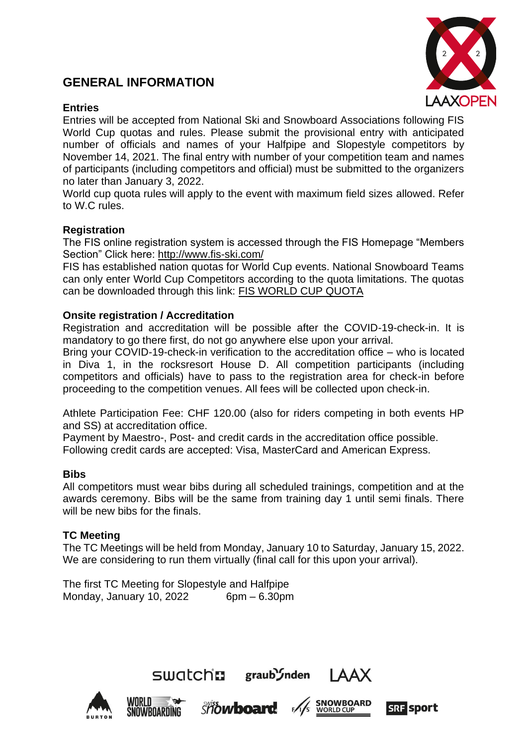## GENERAL INFORMATION

### Entries

Entries will be accepted from National Ski and Snowboard Associations following FIS World Cup quotas and rules. Please submit the provisional entry with anticipated number of officials and names of your Halfpipe and Slopestyle competitors by November 14, 2021. The final entry with number of your competition team and names of participants (including competitors and official) must be submitted to the organizers no later than January 3, 2022.

World cup quota rules will apply to the event with maximum field sizes allowed. Refer to W.C rules.

### Registration

The FIS online registration system is accessed through the FIS Homepage "Members Section" Click here: http://www.fis-ski.com/

FIS has established nation quotas for World Cup events. National Snowboard Teams can only enter World Cup Competitors according to the quota limitations. The quotas can be downloaded through this link: FIS WORLD CUP QUOTA

### Onsite registration / Accreditation

Registration and accreditation will be possible after the COVID-19-check-in. It is mandatory to go there first, do not go anywhere else upon your arrival.

Bring your COVID-19-check-in verification to the accreditation office – who is located in Diva 1, in the rocksresort House D. All competition participants (including competitors and officials) have to pass to the registration area for check-in before proceeding to the competition venues. All fees will be collected upon check-in.

Athlete Participation Fee: CHF 120.00 (also for riders competing in both events HP and SS) at accreditation office.

Payment by Maestro-, Post- and credit cards in the accreditation office possible.

Following credit cards are accepted: Visa, MasterCard and American Express.

### Bibs

All competitors must wear bibs during all scheduled trainings, competition and at the awards ceremony. Bibs will be the same from training day 1 until semi finals. There will be new bibs for the finals.

### TC Meeting

The TC Meetings will be held from Monday, January 10 to Saturday, January 15, 2022. We are considering to run them virtually (final call for this upon your arrival).

The first TC Meeting for Slopestyle and Halfpipe
Monday, January 10, 2022 6pm – 6.30pm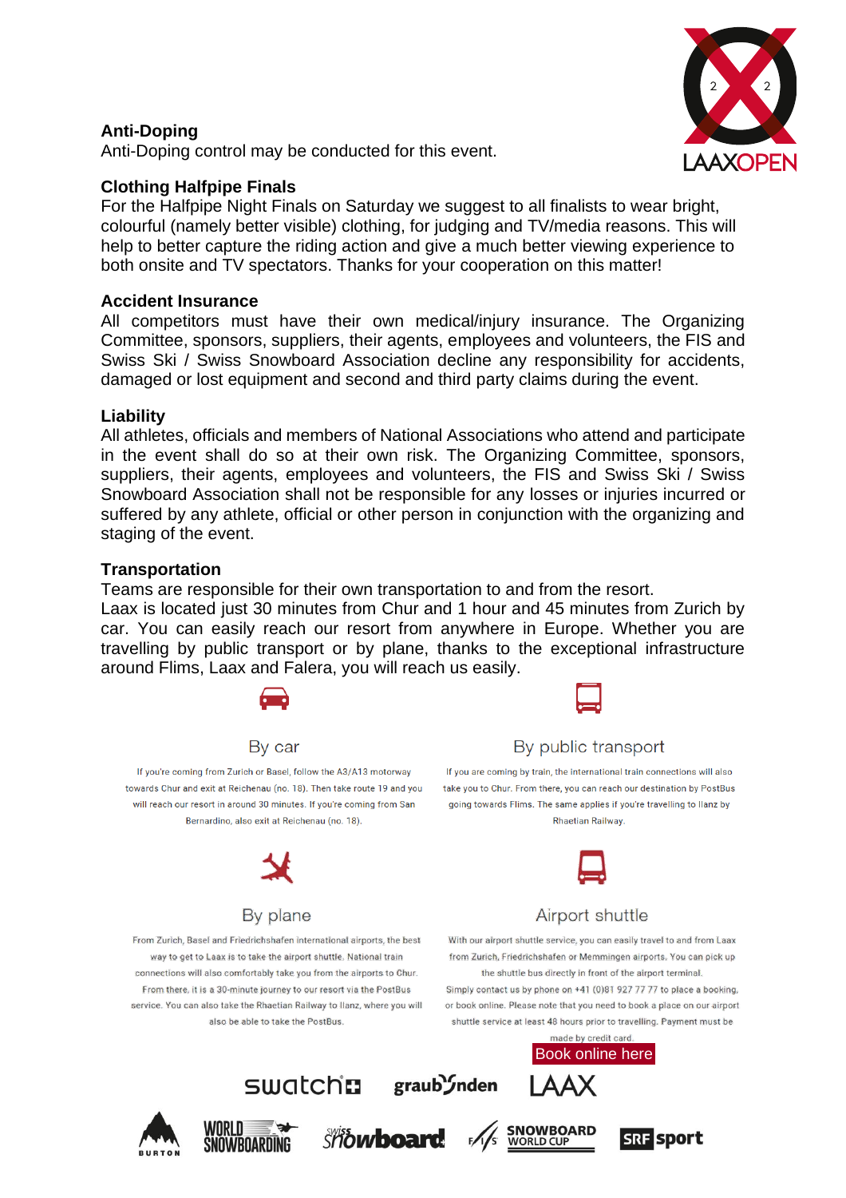## Anti-Doping

Anti-Doping control may be conducted for this event.

## Clothing Halfpipe Finals

For the Halfpipe Night Finals on Saturday we suggest to all finalists to wear bright, colourful (namely better visible) clothing, for judging and TV/media reasons. This will help to better capture the riding action and give a much better viewing experience to both onsite and TV spectators. Thanks for your cooperation on this matter!

## Accident Insurance

All competitors must have their own medical/injury insurance. The Organizing Committee, sponsors, suppliers, their agents, employees and volunteers, the FIS and Swiss Ski / Swiss Snowboard Association decline any responsibility for accidents, damaged or lost equipment and second and third party claims during the event.

## Liability

All athletes, officials and members of National Associations who attend and participate in the event shall do so at their own risk. The Organizing Committee, sponsors, suppliers, their agents, employees and volunteers, the FIS and Swiss Ski / Swiss Snowboard Association shall not be responsible for any losses or injuries incurred or suffered by any athlete, official or other person in conjunction with the organizing and staging of the event.

## Transportation

Teams are responsible for their own transportation to and from the resort.
Laax is located just 30 minutes from Chur and 1 hour and 45 minutes from Zurich by car. You can easily reach our resort from anywhere in Europe. Whether you are travelling by public transport or by plane, thanks to the exceptional infrastructure around Flims, Laax and Falera, you will reach us easily.

### By car

If you're coming from Zurich or Basel, follow the A3/A13 motorway towards Chur and exit at Reichenau (no. 18). Then take route 19 and you will reach our resort in around 30 minutes. If you're coming from San Bernardino, also exit at Reichenau (no. 18).

### By public transport

If you are coming by train, the international train connections will also take you to Chur. From there, you can reach our destination by PostBus going towards Flims. The same applies if you're travelling to Ilanz by Rhaetian Railway.

### By plane

From Zurich, Basel and Friedrichshafen international airports, the best way to get to Laax is to take the airport shuttle. National train connections will also comfortably take you from the airports to Chur. From there, it is a 30-minute journey to our resort via the PostBus service. You can also take the Rhaetian Railway to Ilanz, where you will also be able to take the PostBus.

### Airport shuttle

With our airport shuttle service, you can easily travel to and from Laax from Zurich, Friedrichshafen or Memmingen airports. You can pick up the shuttle bus directly in front of the airport terminal.
Simply contact us by phone on +41 (0)81 927 77 77 to place a booking, or book online. Please note that you need to book a place on our airport shuttle service at least 48 hours prior to travelling. Payment must be made by credit card.

Book online here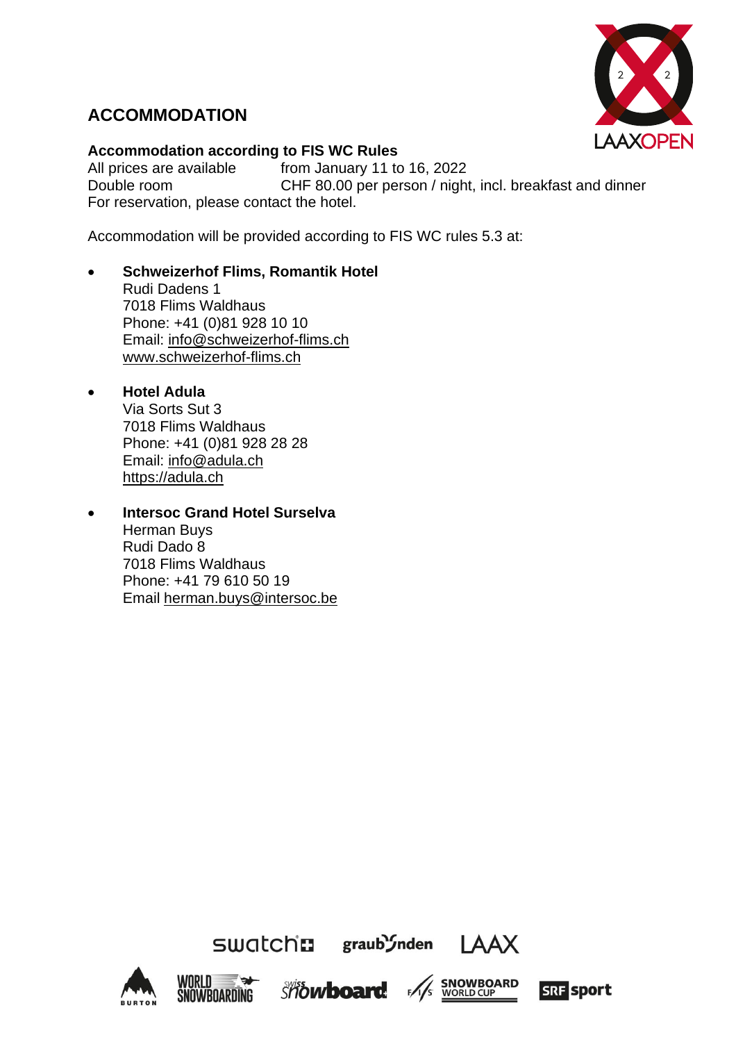## ACCOMMODATION

### Accommodation according to FIS WC Rules

All prices are available from January 11 to 16, 2022
Double room CHF 80.00 per person / night, incl. breakfast and dinner
For reservation, please contact the hotel.

Accommodation will be provided according to FIS WC rules 5.3 at:

- **Schweizerhof Flims, Romantik Hotel**
  Rudi Dadens 1
  7018 Flims Waldhaus
  Phone: +41 (0)81 928 10 10
  Email: info@schweizerhof-flims.ch
  www.schweizerhof-flims.ch

- **Hotel Adula**
  Via Sorts Sut 3
  7018 Flims Waldhaus
  Phone: +41 (0)81 928 28 28
  Email: info@adula.ch
  https://adula.ch

- **Intersoc Grand Hotel Surselva**
  Herman Buys
  Rudi Dado 8
  7018 Flims Waldhaus
  Phone: +41 79 610 50 19
  Email herman.buys@intersoc.be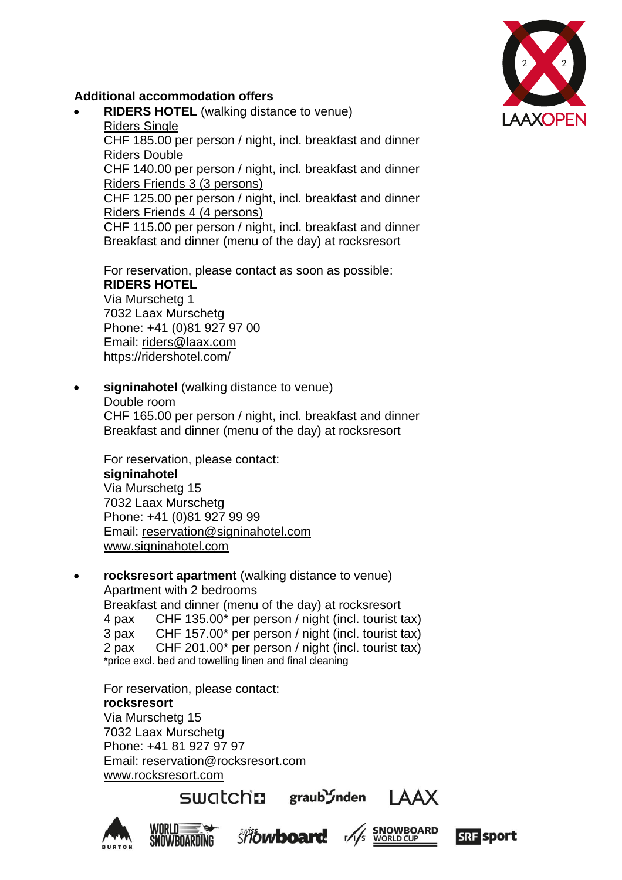**Additional accommodation offers**

- **RIDERS HOTEL** (walking distance to venue)
  Riders Single
  CHF 185.00 per person / night, incl. breakfast and dinner
  Riders Double
  CHF 140.00 per person / night, incl. breakfast and dinner
  Riders Friends 3 (3 persons)
  CHF 125.00 per person / night, incl. breakfast and dinner
  Riders Friends 4 (4 persons)
  CHF 115.00 per person / night, incl. breakfast and dinner
  Breakfast and dinner (menu of the day) at rocksresort

  For reservation, please contact as soon as possible:
  **RIDERS HOTEL**
  Via Murschetg 1
  7032 Laax Murschetg
  Phone: +41 (0)81 927 97 00
  Email: riders@laax.com
  https://ridershotel.com/

- **signinahotel** (walking distance to venue)
  Double room
  CHF 165.00 per person / night, incl. breakfast and dinner
  Breakfast and dinner (menu of the day) at rocksresort

  For reservation, please contact:
  **signinahotel**
  Via Murschetg 15
  7032 Laax Murschetg
  Phone: +41 (0)81 927 99 99
  Email: reservation@signinahotel.com
  www.signinahotel.com

- **rocksresort apartment** (walking distance to venue)
  Apartment with 2 bedrooms
  Breakfast and dinner (menu of the day) at rocksresort
  4 pax CHF 135.00* per person / night (incl. tourist tax)
  3 pax CHF 157.00* per person / night (incl. tourist tax)
  2 pax CHF 201.00* per person / night (incl. tourist tax)
  *price excl. bed and towelling linen and final cleaning

  For reservation, please contact:
  **rocksresort**
  Via Murschetg 15
  7032 Laax Murschetg
  Phone: +41 81 927 97 97
  Email: reservation@rocksresort.com
  www.rocksresort.com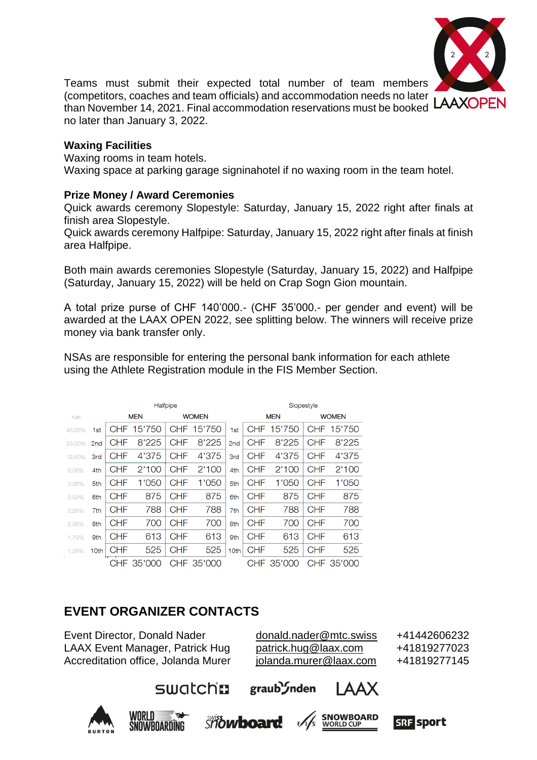Teams must submit their expected total number of team members (competitors, coaches and team officials) and accommodation needs no later than November 14, 2021. Final accommodation reservations must be booked no later than January 3, 2022.

**Waxing Facilities**
Waxing rooms in team hotels.
Waxing space at parking garage signinahotel if no waxing room in the team hotel.

**Prize Money / Award Ceremonies**
Quick awards ceremony Slopestyle: Saturday, January 15, 2022 right after finals at finish area Slopestyle.
Quick awards ceremony Halfpipe: Saturday, January 15, 2022 right after finals at finish area Halfpipe.

Both main awards ceremonies Slopestyle (Saturday, January 15, 2022) and Halfpipe (Saturday, January 15, 2022) will be held on Crap Sogn Gion mountain.

A total prize purse of CHF 140'000.- (CHF 35'000.- per gender and event) will be awarded at the LAAX OPEN 2022, see splitting below. The winners will receive prize money via bank transfer only.

NSAs are responsible for entering the personal bank information for each athlete using the Athlete Registration module in the FIS Member Section.

| | | Halfpipe | | | Slopestyle | |
|---|---|---|---|---|---|---|
| rule | | MEN | WOMEN | | MEN | WOMEN |
| 45.00% | 1st | CHF 15'750 | CHF 15'750 | 1st | CHF 15'750 | CHF 15'750 |
| 23.50% | 2nd | CHF 8'225 | CHF 8'225 | 2nd | CHF 8'225 | CHF 8'225 |
| 12.50% | 3rd | CHF 4'375 | CHF 4'375 | 3rd | CHF 4'375 | CHF 4'375 |
| 6.00% | 4th | CHF 2'100 | CHF 2'100 | 4th | CHF 2'100 | CHF 2'100 |
| 3.00% | 5th | CHF 1'050 | CHF 1'050 | 5th | CHF 1'050 | CHF 1'050 |
| 2.50% | 6th | CHF 875 | CHF 875 | 6th | CHF 875 | CHF 875 |
| 2.25% | 7th | CHF 788 | CHF 788 | 7th | CHF 788 | CHF 788 |
| 2.00% | 8th | CHF 700 | CHF 700 | 8th | CHF 700 | CHF 700 |
| 1.75% | 9th | CHF 613 | CHF 613 | 9th | CHF 613 | CHF 613 |
| 1.50% | 10th | CHF 525 | CHF 525 | 10th | CHF 525 | CHF 525 |
| | | CHF 35'000 | CHF 35'000 | | CHF 35'000 | CHF 35'000 |

## EVENT ORGANIZER CONTACTS

| | | |
|---|---|---|
| Event Director, Donald Nader | donald.nader@mtc.swiss | +41442606232 |
| LAAX Event Manager, Patrick Hug | patrick.hug@laax.com | +41819277023 |
| Accreditation office, Jolanda Murer | jolanda.murer@laax.com | +41819277145 |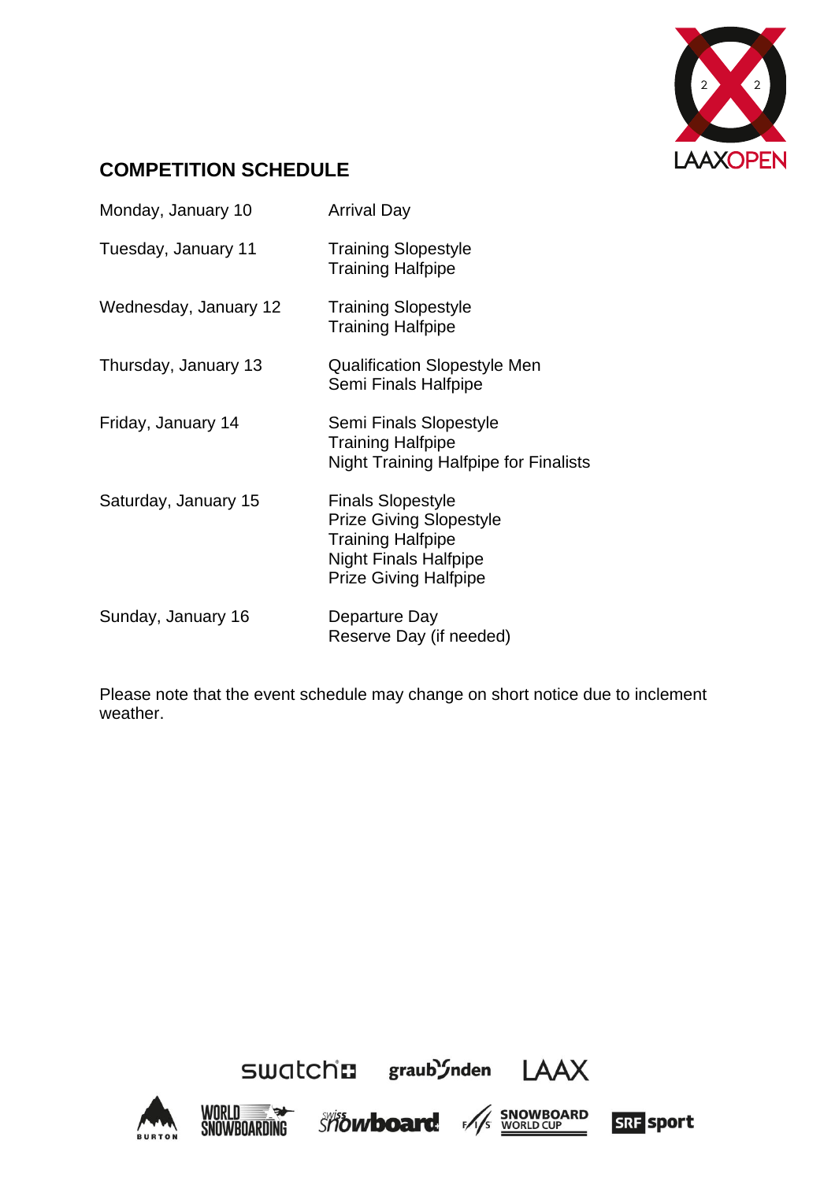## COMPETITION SCHEDULE

| | |
|---|---|
| Monday, January 10 | Arrival Day |
| Tuesday, January 11 | Training Slopestyle<br>Training Halfpipe |
| Wednesday, January 12 | Training Slopestyle<br>Training Halfpipe |
| Thursday, January 13 | Qualification Slopestyle Men<br>Semi Finals Halfpipe |
| Friday, January 14 | Semi Finals Slopestyle<br>Training Halfpipe<br>Night Training Halfpipe for Finalists |
| Saturday, January 15 | Finals Slopestyle<br>Prize Giving Slopestyle<br>Training Halfpipe<br>Night Finals Halfpipe<br>Prize Giving Halfpipe |
| Sunday, January 16 | Departure Day<br>Reserve Day (if needed) |

Please note that the event schedule may change on short notice due to inclement weather.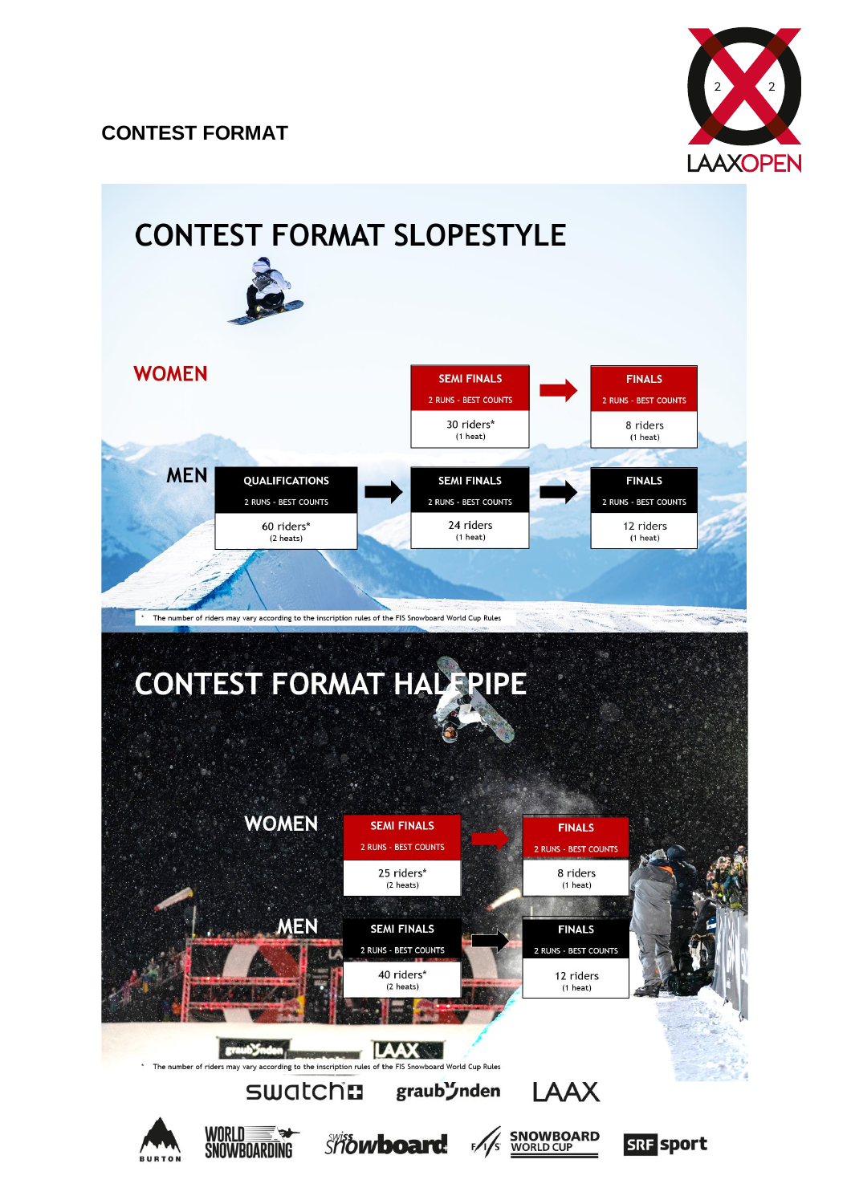## CONTEST FORMAT

# CONTEST FORMAT SLOPESTYLE

**WOMEN**

SEMI FINALS
2 RUNS - BEST COUNTS
30 riders*
(1 heat)

→

FINALS
2 RUNS - BEST COUNTS
8 riders
(1 heat)

**MEN**

QUALIFICATIONS
2 RUNS - BEST COUNTS
60 riders*
(2 heats)

→

SEMI FINALS
2 RUNS - BEST COUNTS
24 riders
(1 heat)

→

FINALS
2 RUNS - BEST COUNTS
12 riders
(1 heat)

\* The number of riders may vary according to the inscription rules of the FIS Snowboard World Cup Rules

# CONTEST FORMAT HALFPIPE

**WOMEN**

SEMI FINALS
2 RUNS - BEST COUNTS
25 riders*
(2 heats)

→

FINALS
2 RUNS - BEST COUNTS
8 riders
(1 heat)

**MEN**

SEMI FINALS
2 RUNS - BEST COUNTS
40 riders*
(2 heats)

→

FINALS
2 RUNS - BEST COUNTS
12 riders
(1 heat)

\* The number of riders may vary according to the inscription rules of the FIS Snowboard World Cup Rules